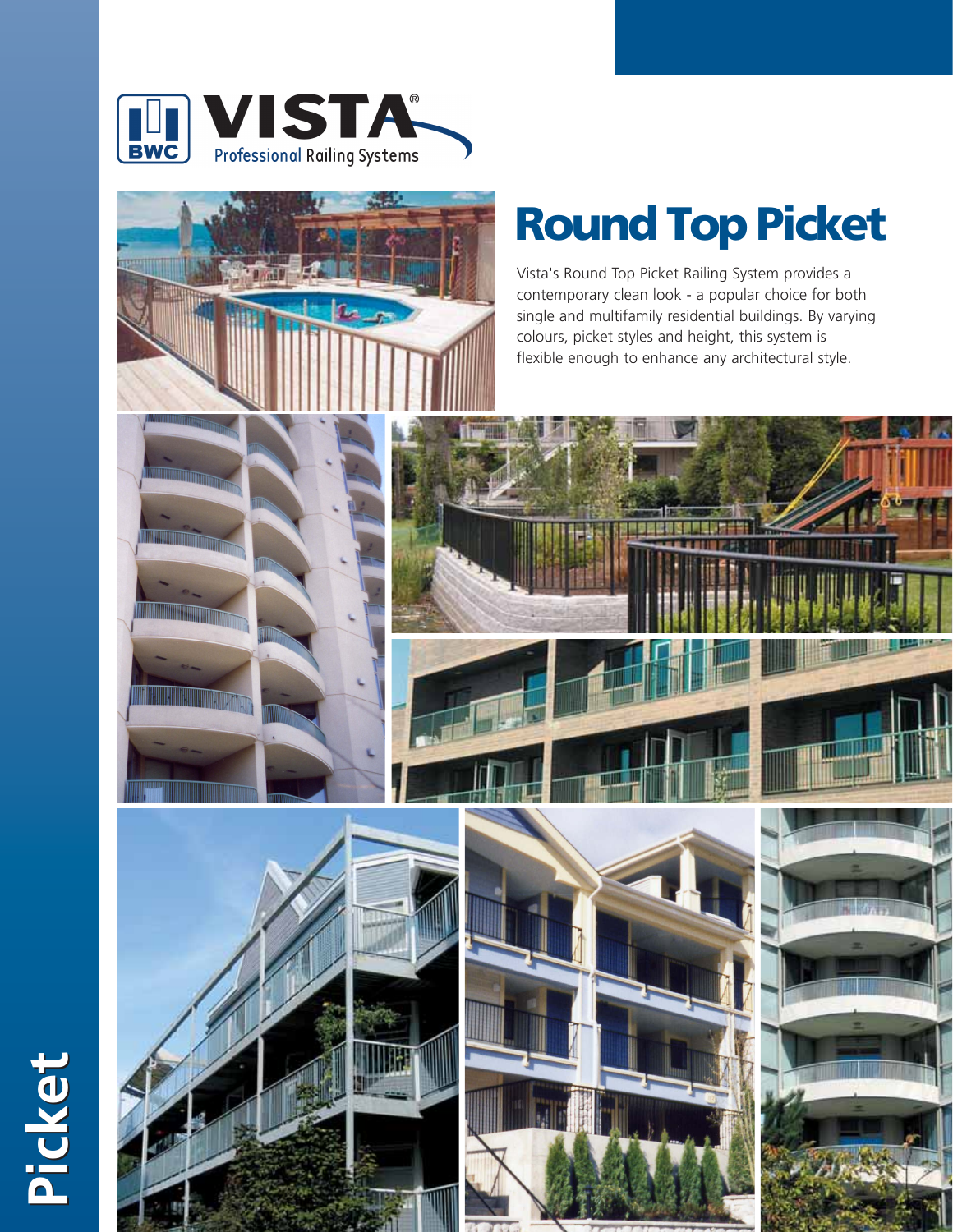VISTA®

Professional Railing Systems

# Round Top Picket

Vista's Round Top Picket Railing System provides a contemporary clean look - a popular choice for both single and multifamily residential buildings. By varying colours, picket styles and height, this system is flexible enough to enhance any architectural style.

Picket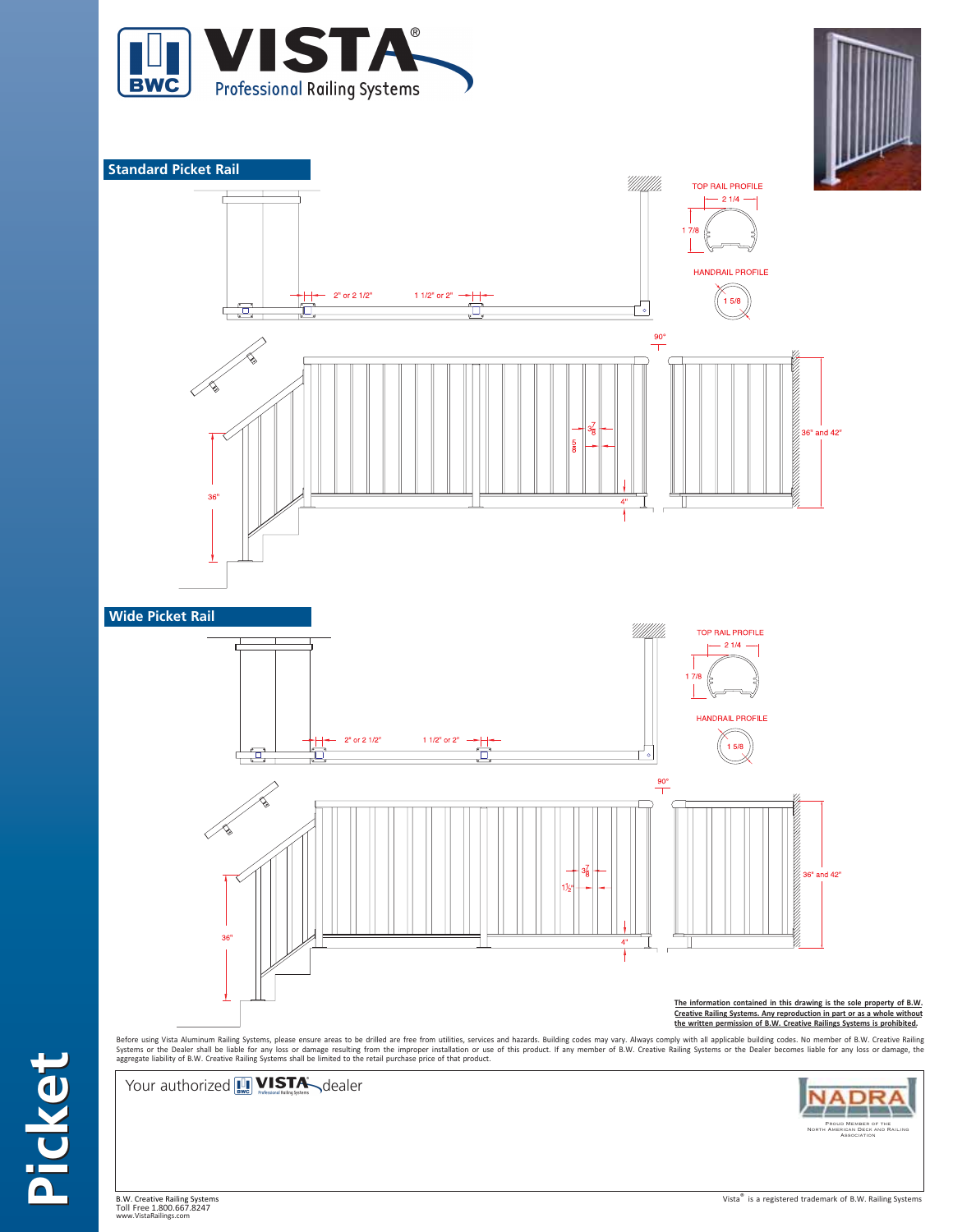# VISTA® Professional Railing Systems

## Standard Picket Rail

TOP RAIL PROFILE

2 1/4

1 7/8

HANDRAIL PROFILE

1 5/8

2" or 2 1/2"

1 1/2" or 2"

90°

3 7/8

5/8

4"

36" and 42"

36"

## Wide Picket Rail

TOP RAIL PROFILE

2 1/4

1 7/8

HANDRAIL PROFILE

1 5/8

2" or 2 1/2"

1 1/2" or 2"

90°

3 3/8

1 1/2"

4"

36" and 42"

36"

**The information contained in this drawing is the sole property of B.W. Creative Railing Systems. Any reproduction in part or as a whole without the written permission of B.W. Creative Railings Systems is prohibited.**

Before using Vista Aluminum Railing Systems, please ensure areas to be drilled are free from utilities, services and hazards. Building codes may vary. Always comply with all applicable building codes. No member of B.W. Creative Railing Systems or the Dealer shall be liable for any loss or damage resulting from the improper installation or use of this product. If any member of B.W. Creative Railing Systems or the Dealer becomes liable for any loss or damage, the aggregate liability of B.W. Creative Railing Systems shall be limited to the retail purchase price of that product.

Your authorized VISTA® dealer

NADRA — Proud Member of the North American Deck and Railing Association

B.W. Creative Railing Systems
Toll Free 1.800.667.8247
www.VistaRailings.com

Vista® is a registered trademark of B.W. Railing Systems

Picket